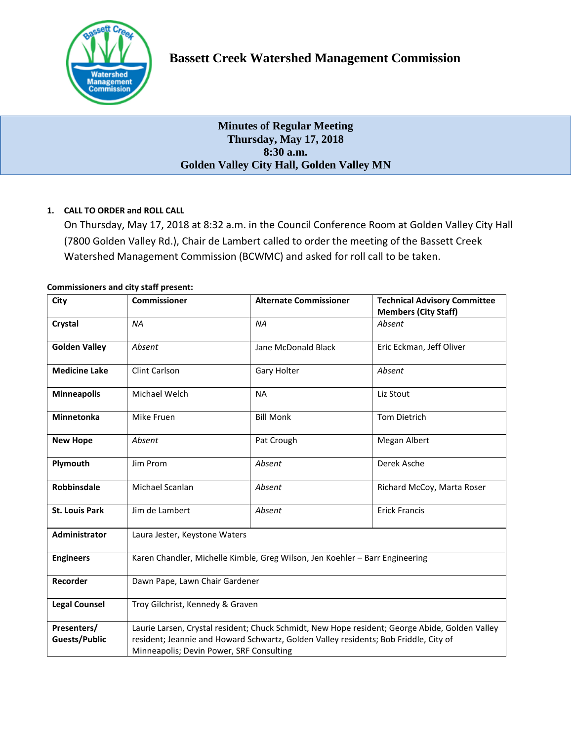# Bassett Creek Watershed Management Commission

**Minutes of Regular Meeting**
**Thursday, May 17, 2018**
**8:30 a.m.**
**Golden Valley City Hall, Golden Valley MN**

1. **CALL TO ORDER and ROLL CALL**

   On Thursday, May 17, 2018 at 8:32 a.m. in the Council Conference Room at Golden Valley City Hall (7800 Golden Valley Rd.), Chair de Lambert called to order the meeting of the Bassett Creek Watershed Management Commission (BCWMC) and asked for roll call to be taken.

**Commissioners and city staff present:**

| City | Commissioner | Alternate Commissioner | Technical Advisory Committee Members (City Staff) |
|---|---|---|---|
| **Crystal** | *NA* | *NA* | *Absent* |
| **Golden Valley** | *Absent* | Jane McDonald Black | Eric Eckman, Jeff Oliver |
| **Medicine Lake** | Clint Carlson | Gary Holter | *Absent* |
| **Minneapolis** | Michael Welch | NA | Liz Stout |
| **Minnetonka** | Mike Fruen | Bill Monk | Tom Dietrich |
| **New Hope** | *Absent* | Pat Crough | Megan Albert |
| **Plymouth** | Jim Prom | *Absent* | Derek Asche |
| **Robbinsdale** | Michael Scanlan | *Absent* | Richard McCoy, Marta Roser |
| **St. Louis Park** | Jim de Lambert | *Absent* | Erick Francis |
| **Administrator** | Laura Jester, Keystone Waters | | |
| **Engineers** | Karen Chandler, Michelle Kimble, Greg Wilson, Jen Koehler – Barr Engineering | | |
| **Recorder** | Dawn Pape, Lawn Chair Gardener | | |
| **Legal Counsel** | Troy Gilchrist, Kennedy & Graven | | |
| **Presenters/ Guests/Public** | Laurie Larsen, Crystal resident; Chuck Schmidt, New Hope resident; George Abide, Golden Valley resident; Jeannie and Howard Schwartz, Golden Valley residents; Bob Friddle, City of Minneapolis; Devin Power, SRF Consulting | | |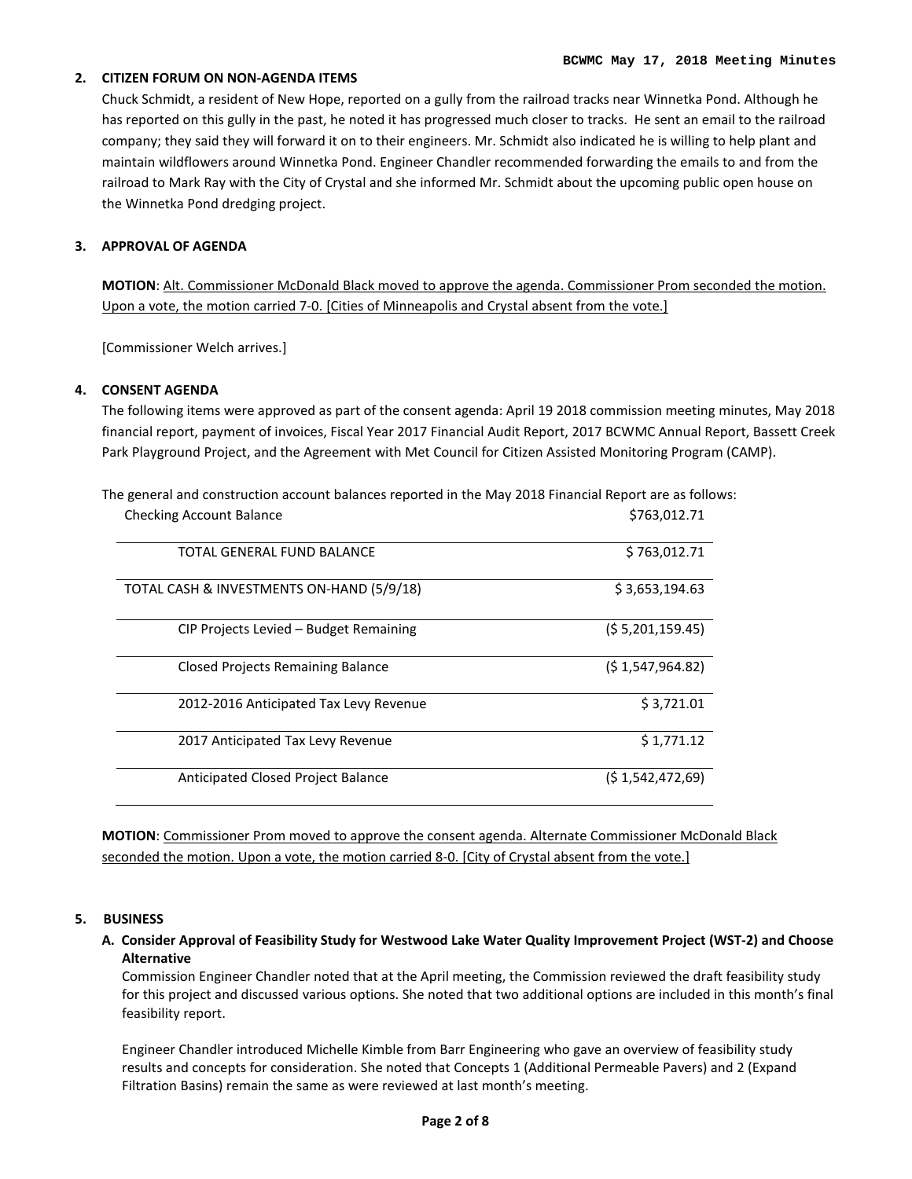**2. CITIZEN FORUM ON NON-AGENDA ITEMS**

Chuck Schmidt, a resident of New Hope, reported on a gully from the railroad tracks near Winnetka Pond. Although he has reported on this gully in the past, he noted it has progressed much closer to tracks. He sent an email to the railroad company; they said they will forward it on to their engineers. Mr. Schmidt also indicated he is willing to help plant and maintain wildflowers around Winnetka Pond. Engineer Chandler recommended forwarding the emails to and from the railroad to Mark Ray with the City of Crystal and she informed Mr. Schmidt about the upcoming public open house on the Winnetka Pond dredging project.

**3. APPROVAL OF AGENDA**

**MOTION**: Alt. Commissioner McDonald Black moved to approve the agenda. Commissioner Prom seconded the motion. Upon a vote, the motion carried 7-0. [Cities of Minneapolis and Crystal absent from the vote.]

[Commissioner Welch arrives.]

**4. CONSENT AGENDA**

The following items were approved as part of the consent agenda: April 19 2018 commission meeting minutes, May 2018 financial report, payment of invoices, Fiscal Year 2017 Financial Audit Report, 2017 BCWMC Annual Report, Bassett Creek Park Playground Project, and the Agreement with Met Council for Citizen Assisted Monitoring Program (CAMP).

The general and construction account balances reported in the May 2018 Financial Report are as follows:

| | |
|---|---|
| Checking Account Balance | $763,012.71 |
| TOTAL GENERAL FUND BALANCE | $ 763,012.71 |
| TOTAL CASH & INVESTMENTS ON-HAND (5/9/18) | $ 3,653,194.63 |
| CIP Projects Levied – Budget Remaining | ($ 5,201,159.45) |
| Closed Projects Remaining Balance | ($ 1,547,964.82) |
| 2012-2016 Anticipated Tax Levy Revenue | $ 3,721.01 |
| 2017 Anticipated Tax Levy Revenue | $ 1,771.12 |
| Anticipated Closed Project Balance | ($ 1,542,472,69) |

**MOTION**: Commissioner Prom moved to approve the consent agenda. Alternate Commissioner McDonald Black seconded the motion. Upon a vote, the motion carried 8-0. [City of Crystal absent from the vote.]

**5. BUSINESS**

**A. Consider Approval of Feasibility Study for Westwood Lake Water Quality Improvement Project (WST-2) and Choose Alternative**

Commission Engineer Chandler noted that at the April meeting, the Commission reviewed the draft feasibility study for this project and discussed various options. She noted that two additional options are included in this month's final feasibility report.

Engineer Chandler introduced Michelle Kimble from Barr Engineering who gave an overview of feasibility study results and concepts for consideration. She noted that Concepts 1 (Additional Permeable Pavers) and 2 (Expand Filtration Basins) remain the same as were reviewed at last month's meeting.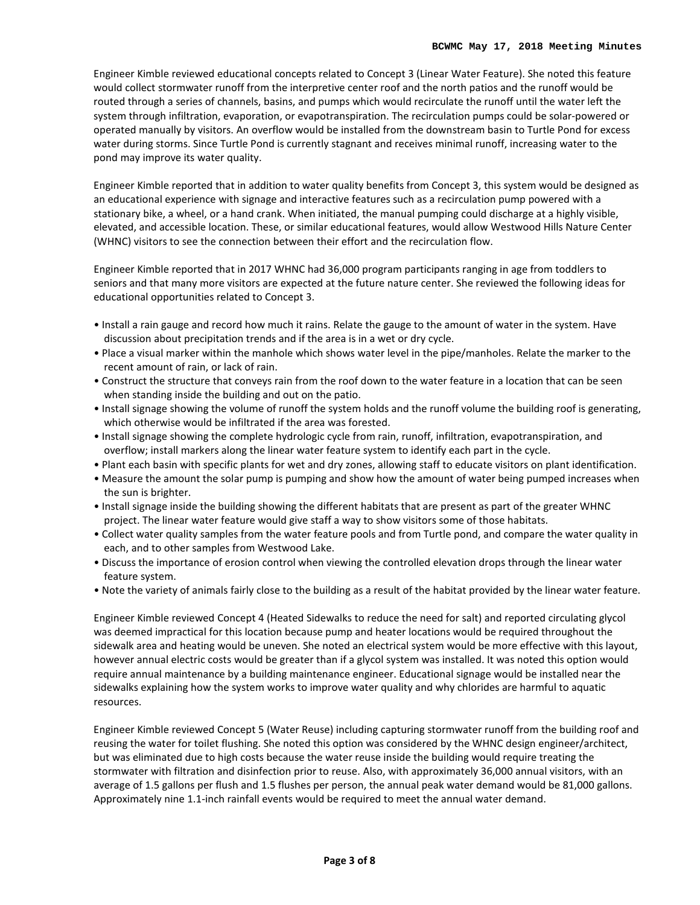Engineer Kimble reviewed educational concepts related to Concept 3 (Linear Water Feature). She noted this feature would collect stormwater runoff from the interpretive center roof and the north patios and the runoff would be routed through a series of channels, basins, and pumps which would recirculate the runoff until the water left the system through infiltration, evaporation, or evapotranspiration. The recirculation pumps could be solar-powered or operated manually by visitors. An overflow would be installed from the downstream basin to Turtle Pond for excess water during storms. Since Turtle Pond is currently stagnant and receives minimal runoff, increasing water to the pond may improve its water quality.

Engineer Kimble reported that in addition to water quality benefits from Concept 3, this system would be designed as an educational experience with signage and interactive features such as a recirculation pump powered with a stationary bike, a wheel, or a hand crank. When initiated, the manual pumping could discharge at a highly visible, elevated, and accessible location. These, or similar educational features, would allow Westwood Hills Nature Center (WHNC) visitors to see the connection between their effort and the recirculation flow.

Engineer Kimble reported that in 2017 WHNC had 36,000 program participants ranging in age from toddlers to seniors and that many more visitors are expected at the future nature center. She reviewed the following ideas for educational opportunities related to Concept 3.

- Install a rain gauge and record how much it rains. Relate the gauge to the amount of water in the system. Have discussion about precipitation trends and if the area is in a wet or dry cycle.
- Place a visual marker within the manhole which shows water level in the pipe/manholes. Relate the marker to the recent amount of rain, or lack of rain.
- Construct the structure that conveys rain from the roof down to the water feature in a location that can be seen when standing inside the building and out on the patio.
- Install signage showing the volume of runoff the system holds and the runoff volume the building roof is generating, which otherwise would be infiltrated if the area was forested.
- Install signage showing the complete hydrologic cycle from rain, runoff, infiltration, evapotranspiration, and overflow; install markers along the linear water feature system to identify each part in the cycle.
- Plant each basin with specific plants for wet and dry zones, allowing staff to educate visitors on plant identification.
- Measure the amount the solar pump is pumping and show how the amount of water being pumped increases when the sun is brighter.
- Install signage inside the building showing the different habitats that are present as part of the greater WHNC project. The linear water feature would give staff a way to show visitors some of those habitats.
- Collect water quality samples from the water feature pools and from Turtle pond, and compare the water quality in each, and to other samples from Westwood Lake.
- Discuss the importance of erosion control when viewing the controlled elevation drops through the linear water feature system.
- Note the variety of animals fairly close to the building as a result of the habitat provided by the linear water feature.

Engineer Kimble reviewed Concept 4 (Heated Sidewalks to reduce the need for salt) and reported circulating glycol was deemed impractical for this location because pump and heater locations would be required throughout the sidewalk area and heating would be uneven. She noted an electrical system would be more effective with this layout, however annual electric costs would be greater than if a glycol system was installed. It was noted this option would require annual maintenance by a building maintenance engineer. Educational signage would be installed near the sidewalks explaining how the system works to improve water quality and why chlorides are harmful to aquatic resources.

Engineer Kimble reviewed Concept 5 (Water Reuse) including capturing stormwater runoff from the building roof and reusing the water for toilet flushing. She noted this option was considered by the WHNC design engineer/architect, but was eliminated due to high costs because the water reuse inside the building would require treating the stormwater with filtration and disinfection prior to reuse. Also, with approximately 36,000 annual visitors, with an average of 1.5 gallons per flush and 1.5 flushes per person, the annual peak water demand would be 81,000 gallons. Approximately nine 1.1-inch rainfall events would be required to meet the annual water demand.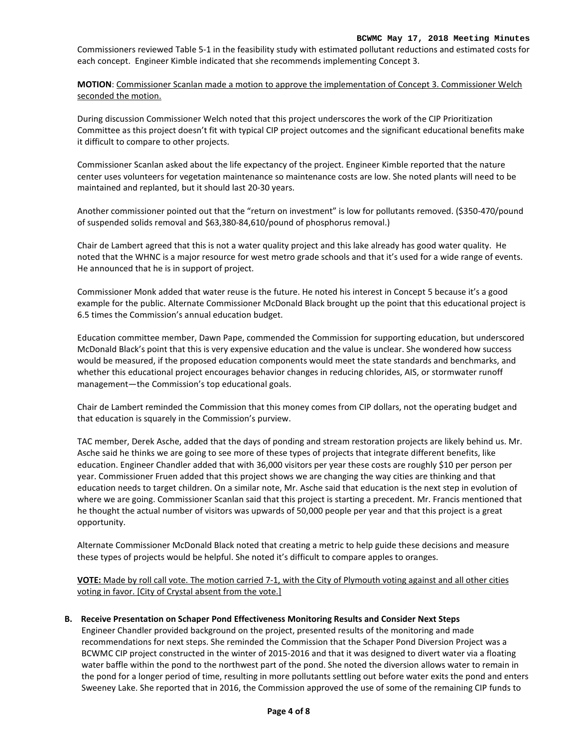Commissioners reviewed Table 5-1 in the feasibility study with estimated pollutant reductions and estimated costs for each concept. Engineer Kimble indicated that she recommends implementing Concept 3.

**MOTION**: Commissioner Scanlan made a motion to approve the implementation of Concept 3. Commissioner Welch seconded the motion.

During discussion Commissioner Welch noted that this project underscores the work of the CIP Prioritization Committee as this project doesn't fit with typical CIP project outcomes and the significant educational benefits make it difficult to compare to other projects.

Commissioner Scanlan asked about the life expectancy of the project. Engineer Kimble reported that the nature center uses volunteers for vegetation maintenance so maintenance costs are low. She noted plants will need to be maintained and replanted, but it should last 20-30 years.

Another commissioner pointed out that the "return on investment" is low for pollutants removed. ($350-470/pound of suspended solids removal and $63,380-84,610/pound of phosphorus removal.)

Chair de Lambert agreed that this is not a water quality project and this lake already has good water quality. He noted that the WHNC is a major resource for west metro grade schools and that it's used for a wide range of events. He announced that he is in support of project.

Commissioner Monk added that water reuse is the future. He noted his interest in Concept 5 because it's a good example for the public. Alternate Commissioner McDonald Black brought up the point that this educational project is 6.5 times the Commission's annual education budget.

Education committee member, Dawn Pape, commended the Commission for supporting education, but underscored McDonald Black's point that this is very expensive education and the value is unclear. She wondered how success would be measured, if the proposed education components would meet the state standards and benchmarks, and whether this educational project encourages behavior changes in reducing chlorides, AIS, or stormwater runoff management—the Commission's top educational goals.

Chair de Lambert reminded the Commission that this money comes from CIP dollars, not the operating budget and that education is squarely in the Commission's purview.

TAC member, Derek Asche, added that the days of ponding and stream restoration projects are likely behind us. Mr. Asche said he thinks we are going to see more of these types of projects that integrate different benefits, like education. Engineer Chandler added that with 36,000 visitors per year these costs are roughly $10 per person per year. Commissioner Fruen added that this project shows we are changing the way cities are thinking and that education needs to target children. On a similar note, Mr. Asche said that education is the next step in evolution of where we are going. Commissioner Scanlan said that this project is starting a precedent. Mr. Francis mentioned that he thought the actual number of visitors was upwards of 50,000 people per year and that this project is a great opportunity.

Alternate Commissioner McDonald Black noted that creating a metric to help guide these decisions and measure these types of projects would be helpful. She noted it's difficult to compare apples to oranges.

**VOTE:** Made by roll call vote. The motion carried 7-1, with the City of Plymouth voting against and all other cities voting in favor. [City of Crystal absent from the vote.]

**B. Receive Presentation on Schaper Pond Effectiveness Monitoring Results and Consider Next Steps**

Engineer Chandler provided background on the project, presented results of the monitoring and made recommendations for next steps. She reminded the Commission that the Schaper Pond Diversion Project was a BCWMC CIP project constructed in the winter of 2015-2016 and that it was designed to divert water via a floating water baffle within the pond to the northwest part of the pond. She noted the diversion allows water to remain in the pond for a longer period of time, resulting in more pollutants settling out before water exits the pond and enters Sweeney Lake. She reported that in 2016, the Commission approved the use of some of the remaining CIP funds to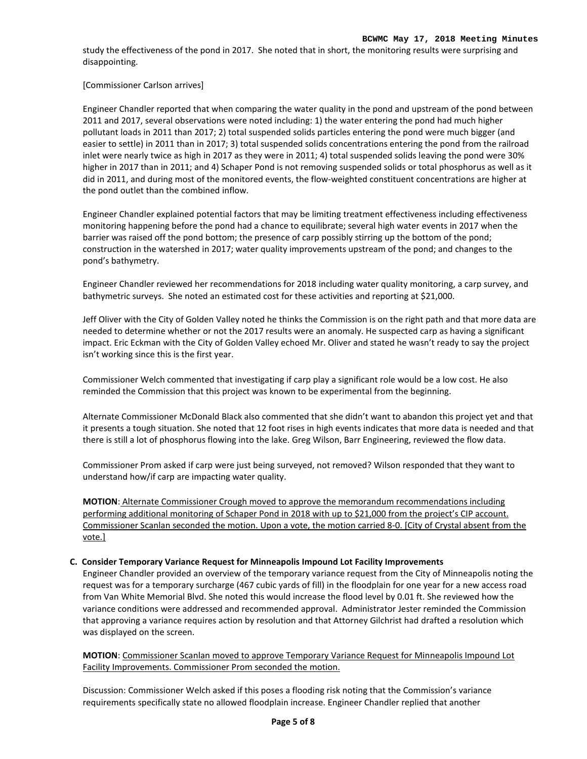study the effectiveness of the pond in 2017. She noted that in short, the monitoring results were surprising and disappointing.

[Commissioner Carlson arrives]

Engineer Chandler reported that when comparing the water quality in the pond and upstream of the pond between 2011 and 2017, several observations were noted including: 1) the water entering the pond had much higher pollutant loads in 2011 than 2017; 2) total suspended solids particles entering the pond were much bigger (and easier to settle) in 2011 than in 2017; 3) total suspended solids concentrations entering the pond from the railroad inlet were nearly twice as high in 2017 as they were in 2011; 4) total suspended solids leaving the pond were 30% higher in 2017 than in 2011; and 4) Schaper Pond is not removing suspended solids or total phosphorus as well as it did in 2011, and during most of the monitored events, the flow-weighted constituent concentrations are higher at the pond outlet than the combined inflow.

Engineer Chandler explained potential factors that may be limiting treatment effectiveness including effectiveness monitoring happening before the pond had a chance to equilibrate; several high water events in 2017 when the barrier was raised off the pond bottom; the presence of carp possibly stirring up the bottom of the pond; construction in the watershed in 2017; water quality improvements upstream of the pond; and changes to the pond's bathymetry.

Engineer Chandler reviewed her recommendations for 2018 including water quality monitoring, a carp survey, and bathymetric surveys. She noted an estimated cost for these activities and reporting at $21,000.

Jeff Oliver with the City of Golden Valley noted he thinks the Commission is on the right path and that more data are needed to determine whether or not the 2017 results were an anomaly. He suspected carp as having a significant impact. Eric Eckman with the City of Golden Valley echoed Mr. Oliver and stated he wasn't ready to say the project isn't working since this is the first year.

Commissioner Welch commented that investigating if carp play a significant role would be a low cost. He also reminded the Commission that this project was known to be experimental from the beginning.

Alternate Commissioner McDonald Black also commented that she didn't want to abandon this project yet and that it presents a tough situation. She noted that 12 foot rises in high events indicates that more data is needed and that there is still a lot of phosphorus flowing into the lake. Greg Wilson, Barr Engineering, reviewed the flow data.

Commissioner Prom asked if carp were just being surveyed, not removed? Wilson responded that they want to understand how/if carp are impacting water quality.

**MOTION**: Alternate Commissioner Crough moved to approve the memorandum recommendations including performing additional monitoring of Schaper Pond in 2018 with up to $21,000 from the project's CIP account. Commissioner Scanlan seconded the motion. Upon a vote, the motion carried 8-0. [City of Crystal absent from the vote.]

**C. Consider Temporary Variance Request for Minneapolis Impound Lot Facility Improvements**

Engineer Chandler provided an overview of the temporary variance request from the City of Minneapolis noting the request was for a temporary surcharge (467 cubic yards of fill) in the floodplain for one year for a new access road from Van White Memorial Blvd. She noted this would increase the flood level by 0.01 ft. She reviewed how the variance conditions were addressed and recommended approval. Administrator Jester reminded the Commission that approving a variance requires action by resolution and that Attorney Gilchrist had drafted a resolution which was displayed on the screen.

**MOTION**: Commissioner Scanlan moved to approve Temporary Variance Request for Minneapolis Impound Lot Facility Improvements. Commissioner Prom seconded the motion.

Discussion: Commissioner Welch asked if this poses a flooding risk noting that the Commission's variance requirements specifically state no allowed floodplain increase. Engineer Chandler replied that another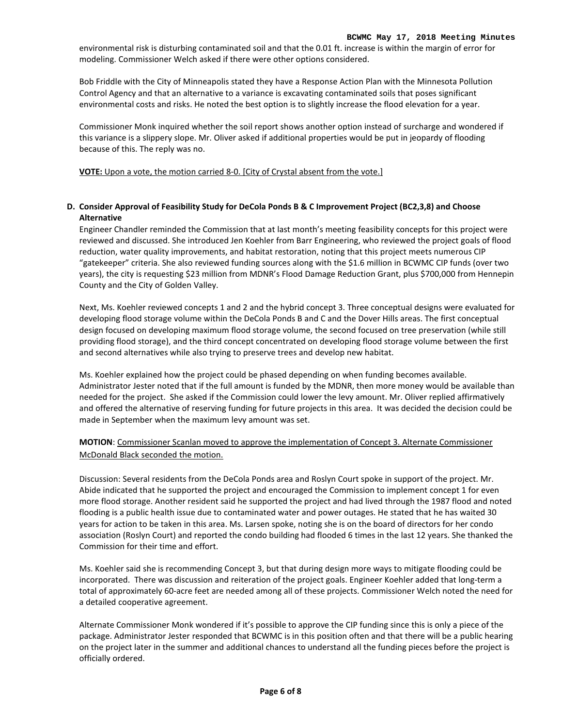environmental risk is disturbing contaminated soil and that the 0.01 ft. increase is within the margin of error for modeling. Commissioner Welch asked if there were other options considered.

Bob Friddle with the City of Minneapolis stated they have a Response Action Plan with the Minnesota Pollution Control Agency and that an alternative to a variance is excavating contaminated soils that poses significant environmental costs and risks. He noted the best option is to slightly increase the flood elevation for a year.

Commissioner Monk inquired whether the soil report shows another option instead of surcharge and wondered if this variance is a slippery slope. Mr. Oliver asked if additional properties would be put in jeopardy of flooding because of this. The reply was no.

**VOTE:** Upon a vote, the motion carried 8-0. [City of Crystal absent from the vote.]

**D. Consider Approval of Feasibility Study for DeCola Ponds B & C Improvement Project (BC2,3,8) and Choose Alternative**

Engineer Chandler reminded the Commission that at last month's meeting feasibility concepts for this project were reviewed and discussed. She introduced Jen Koehler from Barr Engineering, who reviewed the project goals of flood reduction, water quality improvements, and habitat restoration, noting that this project meets numerous CIP "gatekeeper" criteria. She also reviewed funding sources along with the $1.6 million in BCWMC CIP funds (over two years), the city is requesting $23 million from MDNR's Flood Damage Reduction Grant, plus $700,000 from Hennepin County and the City of Golden Valley.

Next, Ms. Koehler reviewed concepts 1 and 2 and the hybrid concept 3. Three conceptual designs were evaluated for developing flood storage volume within the DeCola Ponds B and C and the Dover Hills areas. The first conceptual design focused on developing maximum flood storage volume, the second focused on tree preservation (while still providing flood storage), and the third concept concentrated on developing flood storage volume between the first and second alternatives while also trying to preserve trees and develop new habitat.

Ms. Koehler explained how the project could be phased depending on when funding becomes available. Administrator Jester noted that if the full amount is funded by the MDNR, then more money would be available than needed for the project. She asked if the Commission could lower the levy amount. Mr. Oliver replied affirmatively and offered the alternative of reserving funding for future projects in this area. It was decided the decision could be made in September when the maximum levy amount was set.

**MOTION**: Commissioner Scanlan moved to approve the implementation of Concept 3. Alternate Commissioner McDonald Black seconded the motion.

Discussion: Several residents from the DeCola Ponds area and Roslyn Court spoke in support of the project. Mr. Abide indicated that he supported the project and encouraged the Commission to implement concept 1 for even more flood storage. Another resident said he supported the project and had lived through the 1987 flood and noted flooding is a public health issue due to contaminated water and power outages. He stated that he has waited 30 years for action to be taken in this area. Ms. Larsen spoke, noting she is on the board of directors for her condo association (Roslyn Court) and reported the condo building had flooded 6 times in the last 12 years. She thanked the Commission for their time and effort.

Ms. Koehler said she is recommending Concept 3, but that during design more ways to mitigate flooding could be incorporated. There was discussion and reiteration of the project goals. Engineer Koehler added that long-term a total of approximately 60-acre feet are needed among all of these projects. Commissioner Welch noted the need for a detailed cooperative agreement.

Alternate Commissioner Monk wondered if it's possible to approve the CIP funding since this is only a piece of the package. Administrator Jester responded that BCWMC is in this position often and that there will be a public hearing on the project later in the summer and additional chances to understand all the funding pieces before the project is officially ordered.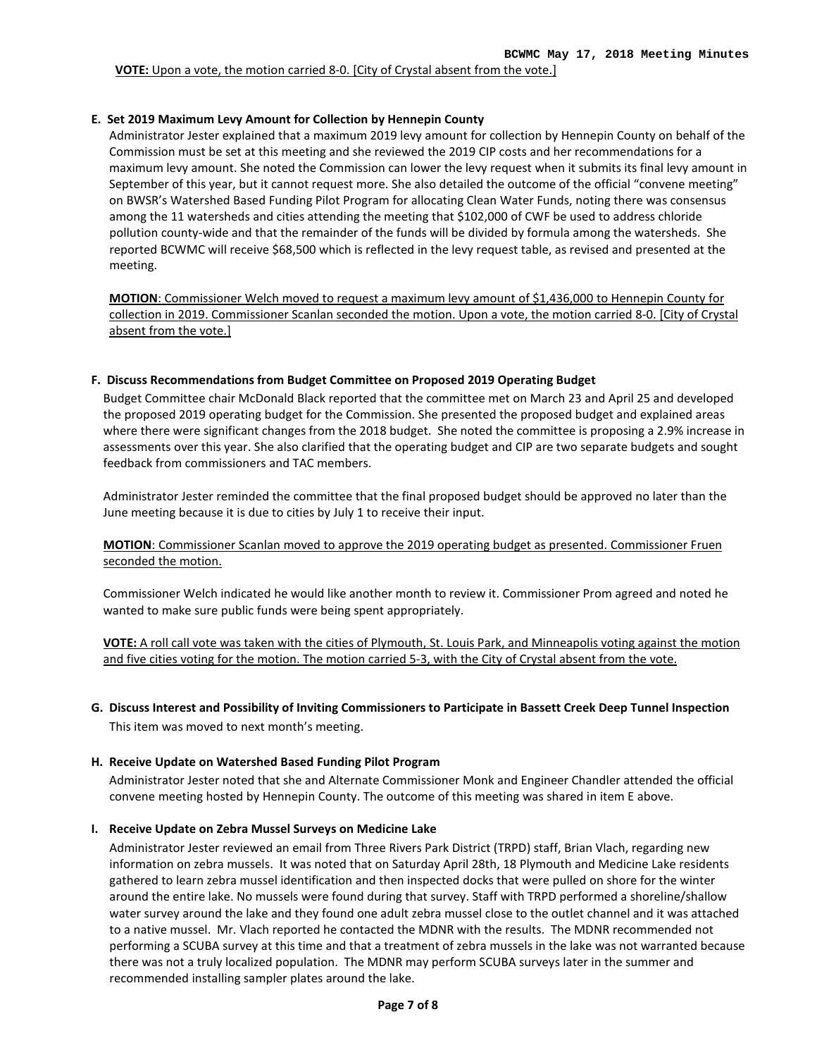**VOTE:** Upon a vote, the motion carried 8-0. [City of Crystal absent from the vote.]

### E. Set 2019 Maximum Levy Amount for Collection by Hennepin County

Administrator Jester explained that a maximum 2019 levy amount for collection by Hennepin County on behalf of the Commission must be set at this meeting and she reviewed the 2019 CIP costs and her recommendations for a maximum levy amount. She noted the Commission can lower the levy request when it submits its final levy amount in September of this year, but it cannot request more. She also detailed the outcome of the official "convene meeting" on BWSR's Watershed Based Funding Pilot Program for allocating Clean Water Funds, noting there was consensus among the 11 watersheds and cities attending the meeting that $102,000 of CWF be used to address chloride pollution county-wide and that the remainder of the funds will be divided by formula among the watersheds. She reported BCWMC will receive $68,500 which is reflected in the levy request table, as revised and presented at the meeting.

**MOTION**: Commissioner Welch moved to request a maximum levy amount of $1,436,000 to Hennepin County for collection in 2019. Commissioner Scanlan seconded the motion. Upon a vote, the motion carried 8-0. [City of Crystal absent from the vote.]

### F. Discuss Recommendations from Budget Committee on Proposed 2019 Operating Budget

Budget Committee chair McDonald Black reported that the committee met on March 23 and April 25 and developed the proposed 2019 operating budget for the Commission. She presented the proposed budget and explained areas where there were significant changes from the 2018 budget. She noted the committee is proposing a 2.9% increase in assessments over this year. She also clarified that the operating budget and CIP are two separate budgets and sought feedback from commissioners and TAC members.

Administrator Jester reminded the committee that the final proposed budget should be approved no later than the June meeting because it is due to cities by July 1 to receive their input.

**MOTION**: Commissioner Scanlan moved to approve the 2019 operating budget as presented. Commissioner Fruen seconded the motion.

Commissioner Welch indicated he would like another month to review it. Commissioner Prom agreed and noted he wanted to make sure public funds were being spent appropriately.

**VOTE:** A roll call vote was taken with the cities of Plymouth, St. Louis Park, and Minneapolis voting against the motion and five cities voting for the motion. The motion carried 5-3, with the City of Crystal absent from the vote.

### G. Discuss Interest and Possibility of Inviting Commissioners to Participate in Bassett Creek Deep Tunnel Inspection

This item was moved to next month's meeting.

### H. Receive Update on Watershed Based Funding Pilot Program

Administrator Jester noted that she and Alternate Commissioner Monk and Engineer Chandler attended the official convene meeting hosted by Hennepin County. The outcome of this meeting was shared in item E above.

### I. Receive Update on Zebra Mussel Surveys on Medicine Lake

Administrator Jester reviewed an email from Three Rivers Park District (TRPD) staff, Brian Vlach, regarding new information on zebra mussels. It was noted that on Saturday April 28th, 18 Plymouth and Medicine Lake residents gathered to learn zebra mussel identification and then inspected docks that were pulled on shore for the winter around the entire lake. No mussels were found during that survey. Staff with TRPD performed a shoreline/shallow water survey around the lake and they found one adult zebra mussel close to the outlet channel and it was attached to a native mussel. Mr. Vlach reported he contacted the MDNR with the results. The MDNR recommended not performing a SCUBA survey at this time and that a treatment of zebra mussels in the lake was not warranted because there was not a truly localized population. The MDNR may perform SCUBA surveys later in the summer and recommended installing sampler plates around the lake.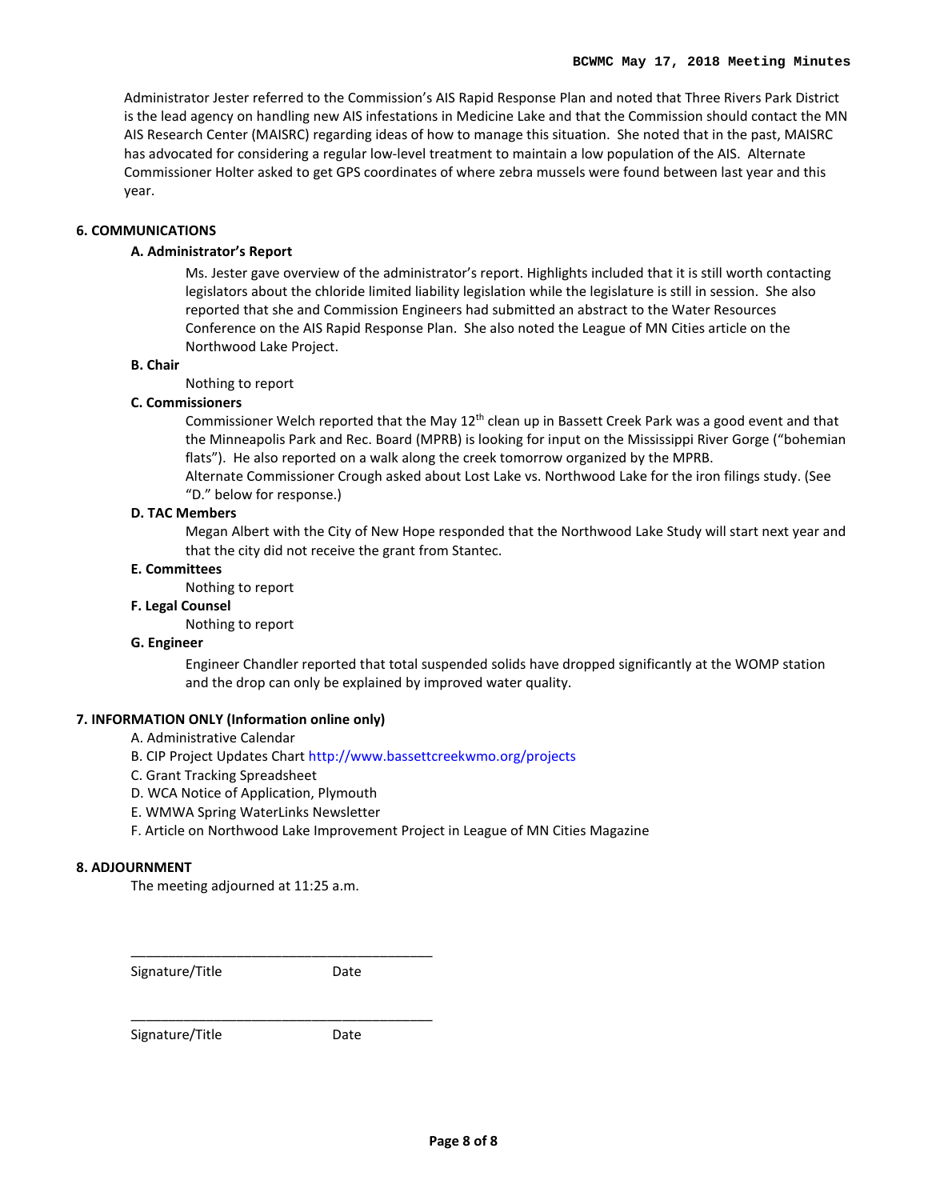Administrator Jester referred to the Commission's AIS Rapid Response Plan and noted that Three Rivers Park District is the lead agency on handling new AIS infestations in Medicine Lake and that the Commission should contact the MN AIS Research Center (MAISRC) regarding ideas of how to manage this situation. She noted that in the past, MAISRC has advocated for considering a regular low-level treatment to maintain a low population of the AIS. Alternate Commissioner Holter asked to get GPS coordinates of where zebra mussels were found between last year and this year.

**6. COMMUNICATIONS**

**A. Administrator's Report**

Ms. Jester gave overview of the administrator's report. Highlights included that it is still worth contacting legislators about the chloride limited liability legislation while the legislature is still in session. She also reported that she and Commission Engineers had submitted an abstract to the Water Resources Conference on the AIS Rapid Response Plan. She also noted the League of MN Cities article on the Northwood Lake Project.

**B. Chair**

Nothing to report

**C. Commissioners**

Commissioner Welch reported that the May 12th clean up in Bassett Creek Park was a good event and that the Minneapolis Park and Rec. Board (MPRB) is looking for input on the Mississippi River Gorge ("bohemian flats"). He also reported on a walk along the creek tomorrow organized by the MPRB.

Alternate Commissioner Crough asked about Lost Lake vs. Northwood Lake for the iron filings study. (See "D." below for response.)

**D. TAC Members**

Megan Albert with the City of New Hope responded that the Northwood Lake Study will start next year and that the city did not receive the grant from Stantec.

**E. Committees**

Nothing to report

**F. Legal Counsel**

Nothing to report

**G. Engineer**

Engineer Chandler reported that total suspended solids have dropped significantly at the WOMP station and the drop can only be explained by improved water quality.

**7. INFORMATION ONLY (Information online only)**

A. Administrative Calendar
B. CIP Project Updates Chart http://www.bassettcreekwmo.org/projects
C. Grant Tracking Spreadsheet
D. WCA Notice of Application, Plymouth
E. WMWA Spring WaterLinks Newsletter
F. Article on Northwood Lake Improvement Project in League of MN Cities Magazine

**8. ADJOURNMENT**

The meeting adjourned at 11:25 a.m.

\_\_\_\_\_\_\_\_\_\_\_\_\_\_\_\_\_\_\_\_\_\_\_\_\_\_\_\_\_\_\_\_\_\_\_\_\_\_\_\_

Signature/Title Date

\_\_\_\_\_\_\_\_\_\_\_\_\_\_\_\_\_\_\_\_\_\_\_\_\_\_\_\_\_\_\_\_\_\_\_\_\_\_\_\_

Signature/Title Date